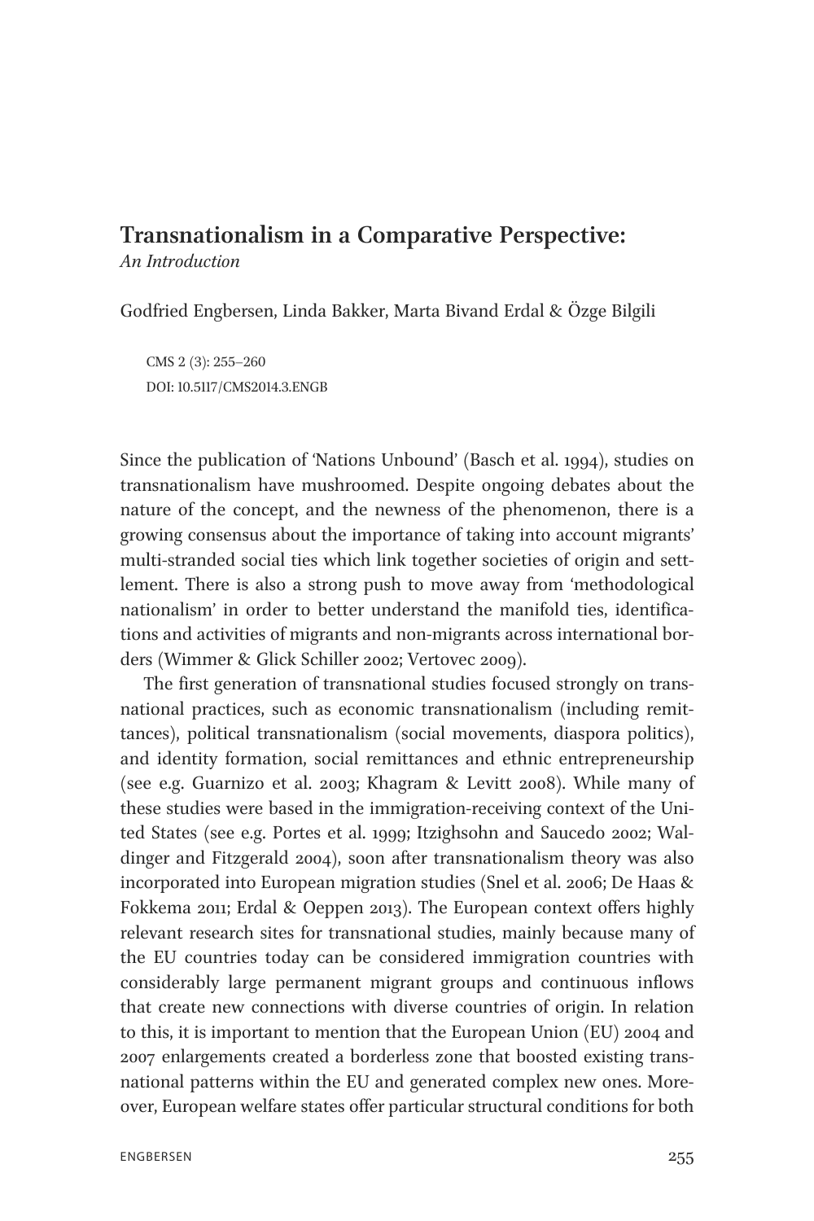# Transnationalism in a Comparative Perspective:

*An Introduction*

Godfried Engbersen, Linda Bakker, Marta Bivand Erdal & Özge Bilgili

CMS 2 (3): 255–260
DOI: 10.5117/CMS2014.3.ENGB

Since the publication of 'Nations Unbound' (Basch et al. 1994), studies on transnationalism have mushroomed. Despite ongoing debates about the nature of the concept, and the newness of the phenomenon, there is a growing consensus about the importance of taking into account migrants' multi-stranded social ties which link together societies of origin and settlement. There is also a strong push to move away from 'methodological nationalism' in order to better understand the manifold ties, identifications and activities of migrants and non-migrants across international borders (Wimmer & Glick Schiller 2002; Vertovec 2009).

The first generation of transnational studies focused strongly on transnational practices, such as economic transnationalism (including remittances), political transnationalism (social movements, diaspora politics), and identity formation, social remittances and ethnic entrepreneurship (see e.g. Guarnizo et al. 2003; Khagram & Levitt 2008). While many of these studies were based in the immigration-receiving context of the United States (see e.g. Portes et al. 1999; Itzighsohn and Saucedo 2002; Waldinger and Fitzgerald 2004), soon after transnationalism theory was also incorporated into European migration studies (Snel et al. 2006; De Haas & Fokkema 2011; Erdal & Oeppen 2013). The European context offers highly relevant research sites for transnational studies, mainly because many of the EU countries today can be considered immigration countries with considerably large permanent migrant groups and continuous inflows that create new connections with diverse countries of origin. In relation to this, it is important to mention that the European Union (EU) 2004 and 2007 enlargements created a borderless zone that boosted existing transnational patterns within the EU and generated complex new ones. Moreover, European welfare states offer particular structural conditions for both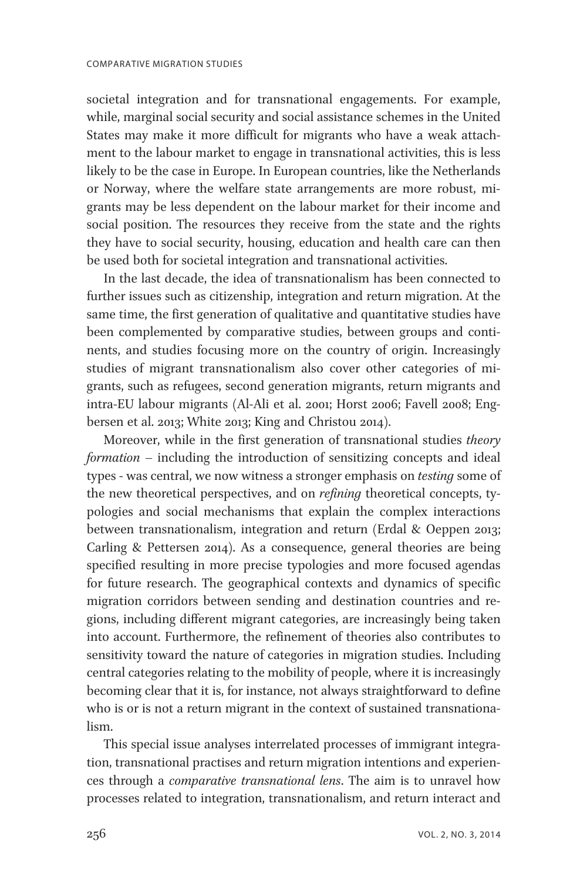societal integration and for transnational engagements. For example, while, marginal social security and social assistance schemes in the United States may make it more difficult for migrants who have a weak attachment to the labour market to engage in transnational activities, this is less likely to be the case in Europe. In European countries, like the Netherlands or Norway, where the welfare state arrangements are more robust, migrants may be less dependent on the labour market for their income and social position. The resources they receive from the state and the rights they have to social security, housing, education and health care can then be used both for societal integration and transnational activities.

In the last decade, the idea of transnationalism has been connected to further issues such as citizenship, integration and return migration. At the same time, the first generation of qualitative and quantitative studies have been complemented by comparative studies, between groups and continents, and studies focusing more on the country of origin. Increasingly studies of migrant transnationalism also cover other categories of migrants, such as refugees, second generation migrants, return migrants and intra-EU labour migrants (Al-Ali et al. 2001; Horst 2006; Favell 2008; Engbersen et al. 2013; White 2013; King and Christou 2014).

Moreover, while in the first generation of transnational studies *theory formation* – including the introduction of sensitizing concepts and ideal types - was central, we now witness a stronger emphasis on *testing* some of the new theoretical perspectives, and on *refining* theoretical concepts, typologies and social mechanisms that explain the complex interactions between transnationalism, integration and return (Erdal & Oeppen 2013; Carling & Pettersen 2014). As a consequence, general theories are being specified resulting in more precise typologies and more focused agendas for future research. The geographical contexts and dynamics of specific migration corridors between sending and destination countries and regions, including different migrant categories, are increasingly being taken into account. Furthermore, the refinement of theories also contributes to sensitivity toward the nature of categories in migration studies. Including central categories relating to the mobility of people, where it is increasingly becoming clear that it is, for instance, not always straightforward to define who is or is not a return migrant in the context of sustained transnationalism.

This special issue analyses interrelated processes of immigrant integration, transnational practises and return migration intentions and experiences through a *comparative transnational lens*. The aim is to unravel how processes related to integration, transnationalism, and return interact and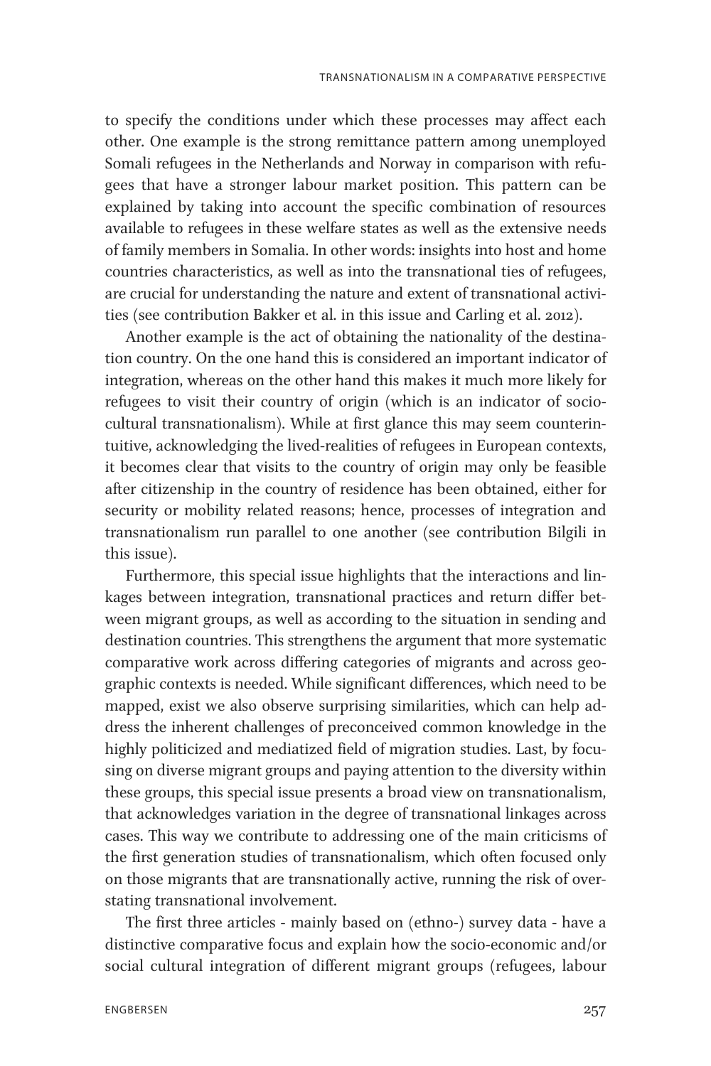to specify the conditions under which these processes may affect each other. One example is the strong remittance pattern among unemployed Somali refugees in the Netherlands and Norway in comparison with refugees that have a stronger labour market position. This pattern can be explained by taking into account the specific combination of resources available to refugees in these welfare states as well as the extensive needs of family members in Somalia. In other words: insights into host and home countries characteristics, as well as into the transnational ties of refugees, are crucial for understanding the nature and extent of transnational activities (see contribution Bakker et al. in this issue and Carling et al. 2012).

Another example is the act of obtaining the nationality of the destination country. On the one hand this is considered an important indicator of integration, whereas on the other hand this makes it much more likely for refugees to visit their country of origin (which is an indicator of sociocultural transnationalism). While at first glance this may seem counterintuitive, acknowledging the lived-realities of refugees in European contexts, it becomes clear that visits to the country of origin may only be feasible after citizenship in the country of residence has been obtained, either for security or mobility related reasons; hence, processes of integration and transnationalism run parallel to one another (see contribution Bilgili in this issue).

Furthermore, this special issue highlights that the interactions and linkages between integration, transnational practices and return differ between migrant groups, as well as according to the situation in sending and destination countries. This strengthens the argument that more systematic comparative work across differing categories of migrants and across geographic contexts is needed. While significant differences, which need to be mapped, exist we also observe surprising similarities, which can help address the inherent challenges of preconceived common knowledge in the highly politicized and mediatized field of migration studies. Last, by focusing on diverse migrant groups and paying attention to the diversity within these groups, this special issue presents a broad view on transnationalism, that acknowledges variation in the degree of transnational linkages across cases. This way we contribute to addressing one of the main criticisms of the first generation studies of transnationalism, which often focused only on those migrants that are transnationally active, running the risk of overstating transnational involvement.

The first three articles - mainly based on (ethno-) survey data - have a distinctive comparative focus and explain how the socio-economic and/or social cultural integration of different migrant groups (refugees, labour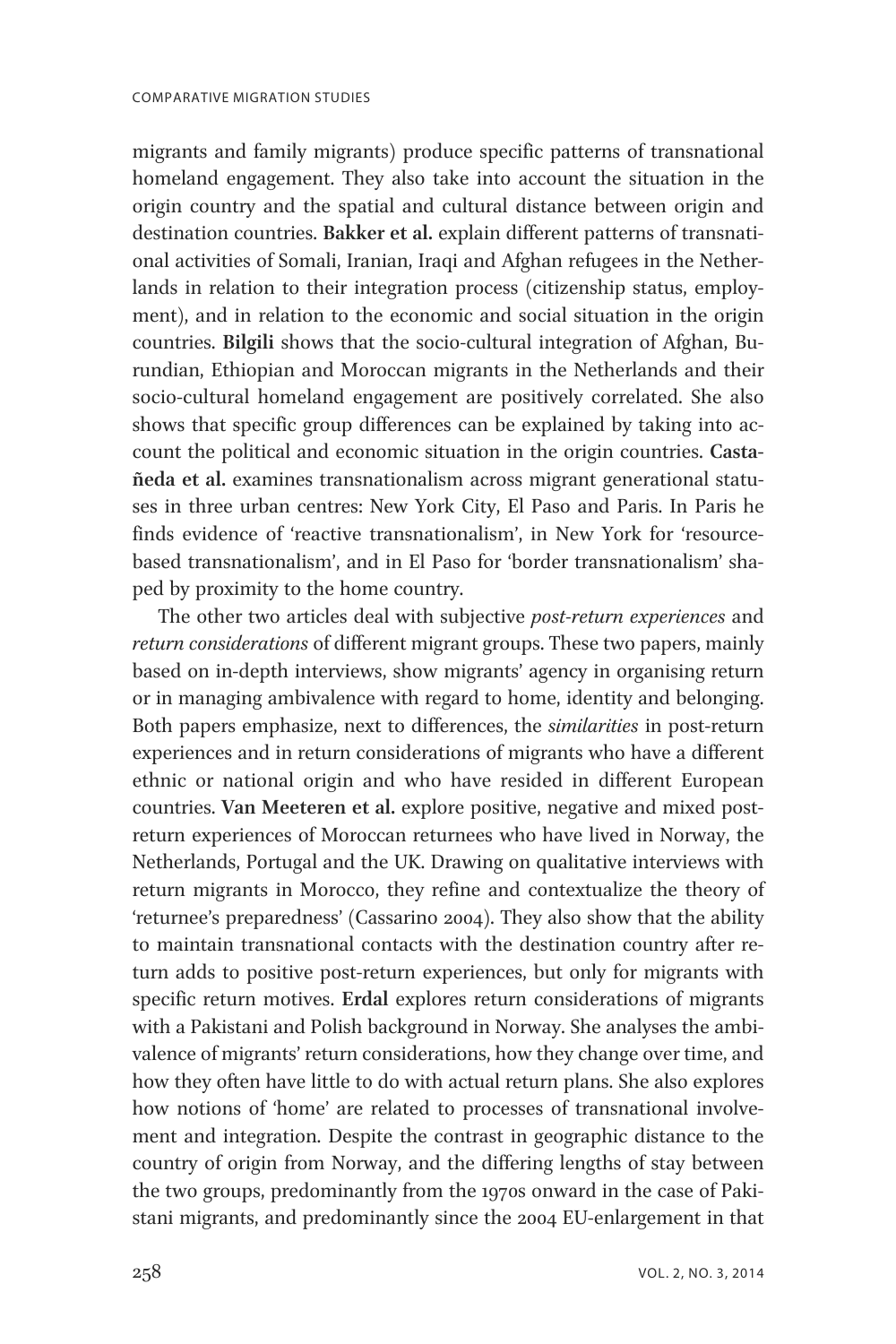migrants and family migrants) produce specific patterns of transnational homeland engagement. They also take into account the situation in the origin country and the spatial and cultural distance between origin and destination countries. **Bakker et al.** explain different patterns of transnational activities of Somali, Iranian, Iraqi and Afghan refugees in the Netherlands in relation to their integration process (citizenship status, employment), and in relation to the economic and social situation in the origin countries. **Bilgili** shows that the socio-cultural integration of Afghan, Burundian, Ethiopian and Moroccan migrants in the Netherlands and their socio-cultural homeland engagement are positively correlated. She also shows that specific group differences can be explained by taking into account the political and economic situation in the origin countries. **Castañeda et al.** examines transnationalism across migrant generational statuses in three urban centres: New York City, El Paso and Paris. In Paris he finds evidence of 'reactive transnationalism', in New York for 'resource-based transnationalism', and in El Paso for 'border transnationalism' shaped by proximity to the home country.

The other two articles deal with subjective *post-return experiences* and *return considerations* of different migrant groups. These two papers, mainly based on in-depth interviews, show migrants' agency in organising return or in managing ambivalence with regard to home, identity and belonging. Both papers emphasize, next to differences, the *similarities* in post-return experiences and in return considerations of migrants who have a different ethnic or national origin and who have resided in different European countries. **Van Meeteren et al.** explore positive, negative and mixed post-return experiences of Moroccan returnees who have lived in Norway, the Netherlands, Portugal and the UK. Drawing on qualitative interviews with return migrants in Morocco, they refine and contextualize the theory of 'returnee's preparedness' (Cassarino 2004). They also show that the ability to maintain transnational contacts with the destination country after return adds to positive post-return experiences, but only for migrants with specific return motives. **Erdal** explores return considerations of migrants with a Pakistani and Polish background in Norway. She analyses the ambivalence of migrants' return considerations, how they change over time, and how they often have little to do with actual return plans. She also explores how notions of 'home' are related to processes of transnational involvement and integration. Despite the contrast in geographic distance to the country of origin from Norway, and the differing lengths of stay between the two groups, predominantly from the 1970s onward in the case of Pakistani migrants, and predominantly since the 2004 EU-enlargement in that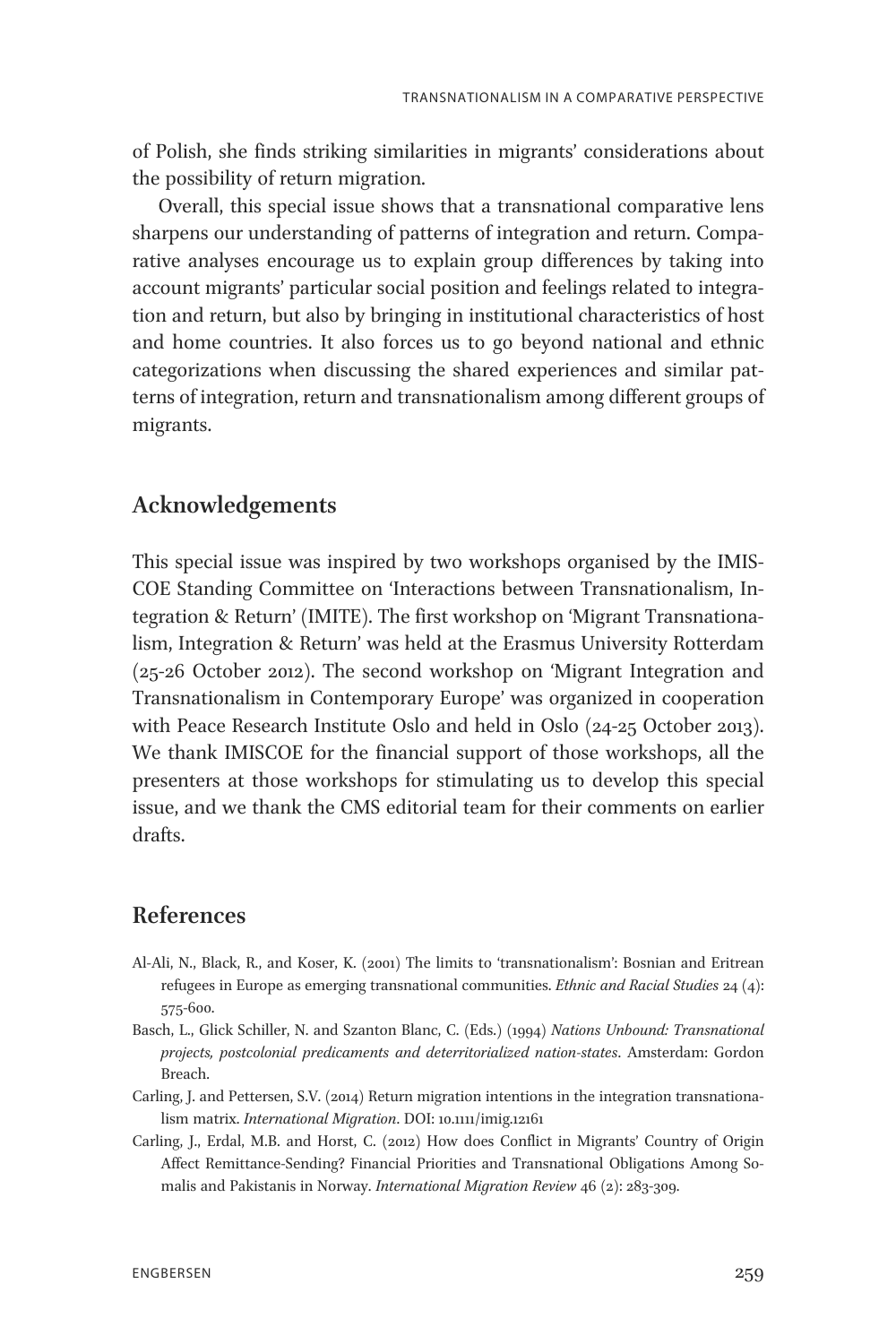of Polish, she finds striking similarities in migrants' considerations about the possibility of return migration.

Overall, this special issue shows that a transnational comparative lens sharpens our understanding of patterns of integration and return. Comparative analyses encourage us to explain group differences by taking into account migrants' particular social position and feelings related to integration and return, but also by bringing in institutional characteristics of host and home countries. It also forces us to go beyond national and ethnic categorizations when discussing the shared experiences and similar patterns of integration, return and transnationalism among different groups of migrants.

## Acknowledgements

This special issue was inspired by two workshops organised by the IMISCOE Standing Committee on 'Interactions between Transnationalism, Integration & Return' (IMITE). The first workshop on 'Migrant Transnationalism, Integration & Return' was held at the Erasmus University Rotterdam (25-26 October 2012). The second workshop on 'Migrant Integration and Transnationalism in Contemporary Europe' was organized in cooperation with Peace Research Institute Oslo and held in Oslo (24-25 October 2013). We thank IMISCOE for the financial support of those workshops, all the presenters at those workshops for stimulating us to develop this special issue, and we thank the CMS editorial team for their comments on earlier drafts.

## References

Al-Ali, N., Black, R., and Koser, K. (2001) The limits to 'transnationalism': Bosnian and Eritrean refugees in Europe as emerging transnational communities. *Ethnic and Racial Studies* 24 (4): 575-600.

Basch, L., Glick Schiller, N. and Szanton Blanc, C. (Eds.) (1994) *Nations Unbound: Transnational projects, postcolonial predicaments and deterritorialized nation-states*. Amsterdam: Gordon Breach.

Carling, J. and Pettersen, S.V. (2014) Return migration intentions in the integration transnationalism matrix. *International Migration*. DOI: 10.1111/imig.12161

Carling, J., Erdal, M.B. and Horst, C. (2012) How does Conflict in Migrants' Country of Origin Affect Remittance-Sending? Financial Priorities and Transnational Obligations Among Somalis and Pakistanis in Norway. *International Migration Review* 46 (2): 283-309.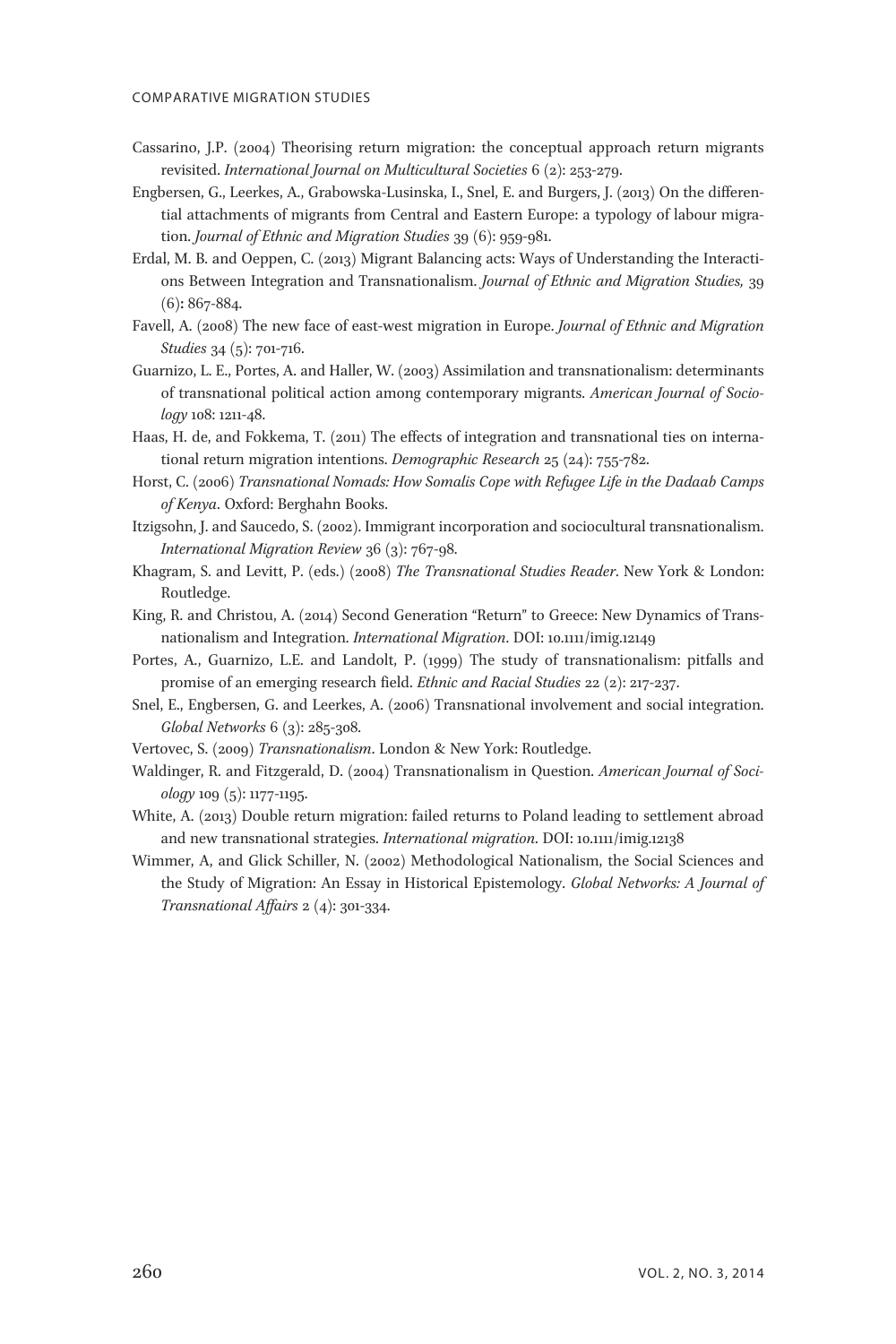Cassarino, J.P. (2004) Theorising return migration: the conceptual approach return migrants revisited. *International Journal on Multicultural Societies* 6 (2): 253-279.

Engbersen, G., Leerkes, A., Grabowska-Lusinska, I., Snel, E. and Burgers, J. (2013) On the differential attachments of migrants from Central and Eastern Europe: a typology of labour migration. *Journal of Ethnic and Migration Studies* 39 (6): 959-981.

Erdal, M. B. and Oeppen, C. (2013) Migrant Balancing acts: Ways of Understanding the Interactions Between Integration and Transnationalism. *Journal of Ethnic and Migration Studies,* 39 (6)**:** 867-884.

Favell, A. (2008) The new face of east-west migration in Europe. *Journal of Ethnic and Migration Studies* 34 (5): 701-716.

Guarnizo, L. E., Portes, A. and Haller, W. (2003) Assimilation and transnationalism: determinants of transnational political action among contemporary migrants. *American Journal of Sociology* 108: 1211-48.

Haas, H. de, and Fokkema, T. (2011) The effects of integration and transnational ties on international return migration intentions. *Demographic Research* 25 (24): 755-782.

Horst, C. (2006) *Transnational Nomads: How Somalis Cope with Refugee Life in the Dadaab Camps of Kenya*. Oxford: Berghahn Books.

Itzigsohn, J. and Saucedo, S. (2002). Immigrant incorporation and sociocultural transnationalism. *International Migration Review* 36 (3): 767-98.

Khagram, S. and Levitt, P. (eds.) (2008) *The Transnational Studies Reader*. New York & London: Routledge.

King, R. and Christou, A. (2014) Second Generation "Return" to Greece: New Dynamics of Transnationalism and Integration. *International Migration*. DOI: 10.1111/imig.12149

Portes, A., Guarnizo, L.E. and Landolt, P. (1999) The study of transnationalism: pitfalls and promise of an emerging research field. *Ethnic and Racial Studies* 22 (2): 217-237.

Snel, E., Engbersen, G. and Leerkes, A. (2006) Transnational involvement and social integration. *Global Networks* 6 (3): 285-308.

Vertovec, S. (2009) *Transnationalism*. London & New York: Routledge.

Waldinger, R. and Fitzgerald, D. (2004) Transnationalism in Question. *American Journal of Sociology* 109 (5): 1177-1195.

White, A. (2013) Double return migration: failed returns to Poland leading to settlement abroad and new transnational strategies. *International migration*. DOI: 10.1111/imig.12138

Wimmer, A, and Glick Schiller, N. (2002) Methodological Nationalism, the Social Sciences and the Study of Migration: An Essay in Historical Epistemology. *Global Networks: A Journal of Transnational Affairs* 2 (4): 301-334.